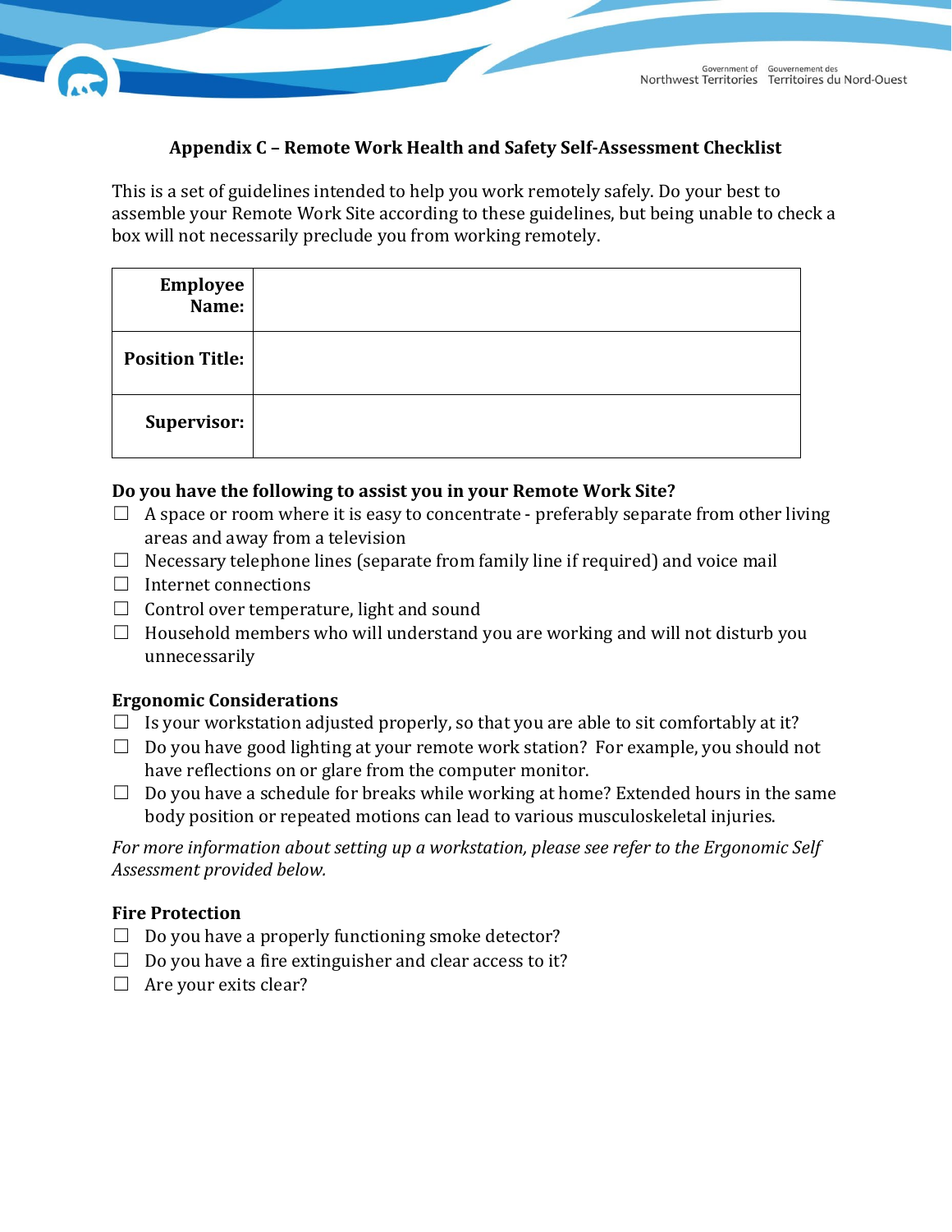## Appendix C – Remote Work Health and Safety Self-Assessment Checklist

This is a set of guidelines intended to help you work remotely safely. Do your best to assemble your Remote Work Site according to these guidelines, but being unable to check a box will not necessarily preclude you from working remotely.

| | |
|---|---|
| **Employee Name:** | |
| **Position Title:** | |
| **Supervisor:** | |

**Do you have the following to assist you in your Remote Work Site?**

- ☐ A space or room where it is easy to concentrate - preferably separate from other living areas and away from a television
- ☐ Necessary telephone lines (separate from family line if required) and voice mail
- ☐ Internet connections
- ☐ Control over temperature, light and sound
- ☐ Household members who will understand you are working and will not disturb you unnecessarily

**Ergonomic Considerations**

- ☐ Is your workstation adjusted properly, so that you are able to sit comfortably at it?
- ☐ Do you have good lighting at your remote work station? For example, you should not have reflections on or glare from the computer monitor.
- ☐ Do you have a schedule for breaks while working at home? Extended hours in the same body position or repeated motions can lead to various musculoskeletal injuries.

*For more information about setting up a workstation, please see refer to the Ergonomic Self Assessment provided below.*

**Fire Protection**

- ☐ Do you have a properly functioning smoke detector?
- ☐ Do you have a fire extinguisher and clear access to it?
- ☐ Are your exits clear?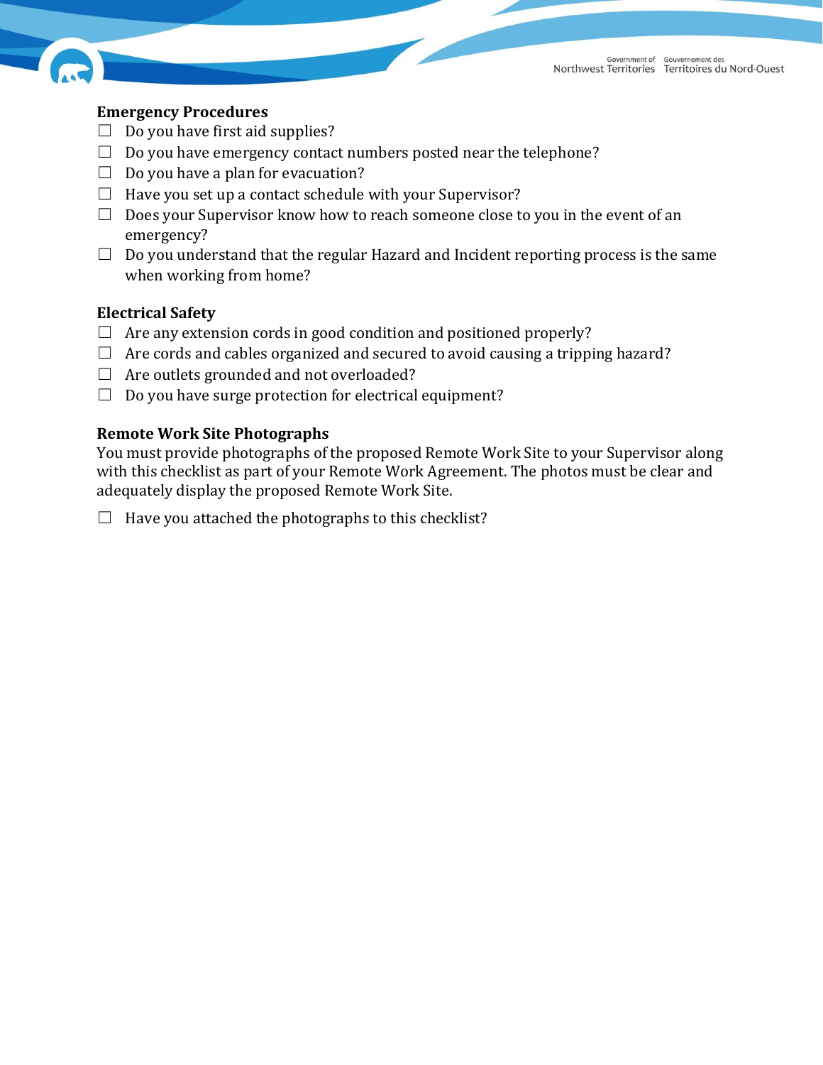## Emergency Procedures

- ☐ Do you have first aid supplies?
- ☐ Do you have emergency contact numbers posted near the telephone?
- ☐ Do you have a plan for evacuation?
- ☐ Have you set up a contact schedule with your Supervisor?
- ☐ Does your Supervisor know how to reach someone close to you in the event of an emergency?
- ☐ Do you understand that the regular Hazard and Incident reporting process is the same when working from home?

## Electrical Safety

- ☐ Are any extension cords in good condition and positioned properly?
- ☐ Are cords and cables organized and secured to avoid causing a tripping hazard?
- ☐ Are outlets grounded and not overloaded?
- ☐ Do you have surge protection for electrical equipment?

## Remote Work Site Photographs

You must provide photographs of the proposed Remote Work Site to your Supervisor along with this checklist as part of your Remote Work Agreement. The photos must be clear and adequately display the proposed Remote Work Site.

- ☐ Have you attached the photographs to this checklist?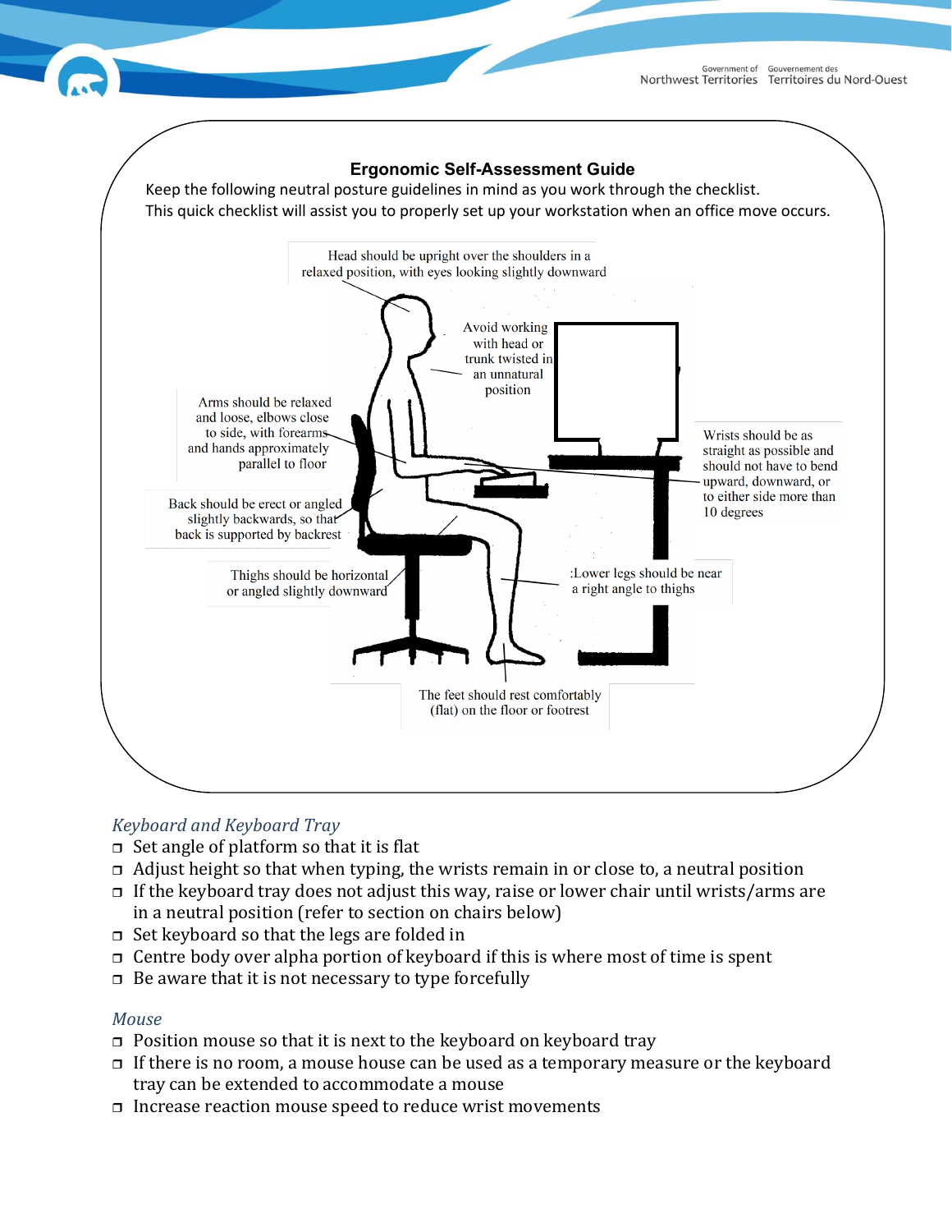## Ergonomic Self-Assessment Guide

Keep the following neutral posture guidelines in mind as you work through the checklist.
This quick checklist will assist you to properly set up your workstation when an office move occurs.

Head should be upright over the shoulders in a relaxed position, with eyes looking slightly downward

Avoid working with head or trunk twisted in an unnatural position

Arms should be relaxed and loose, elbows close to side, with forearms and hands approximately parallel to floor

Wrists should be as straight as possible and should not have to bend upward, downward, or to either side more than 10 degrees

Back should be erect or angled slightly backwards, so that back is supported by backrest

Thighs should be horizontal or angled slightly downward

:Lower legs should be near a right angle to thighs

The feet should rest comfortably (flat) on the floor or footrest

### *Keyboard and Keyboard Tray*

- Set angle of platform so that it is flat
- Adjust height so that when typing, the wrists remain in or close to, a neutral position
- If the keyboard tray does not adjust this way, raise or lower chair until wrists/arms are in a neutral position (refer to section on chairs below)
- Set keyboard so that the legs are folded in
- Centre body over alpha portion of keyboard if this is where most of time is spent
- Be aware that it is not necessary to type forcefully

### *Mouse*

- Position mouse so that it is next to the keyboard on keyboard tray
- If there is no room, a mouse house can be used as a temporary measure or the keyboard tray can be extended to accommodate a mouse
- Increase reaction mouse speed to reduce wrist movements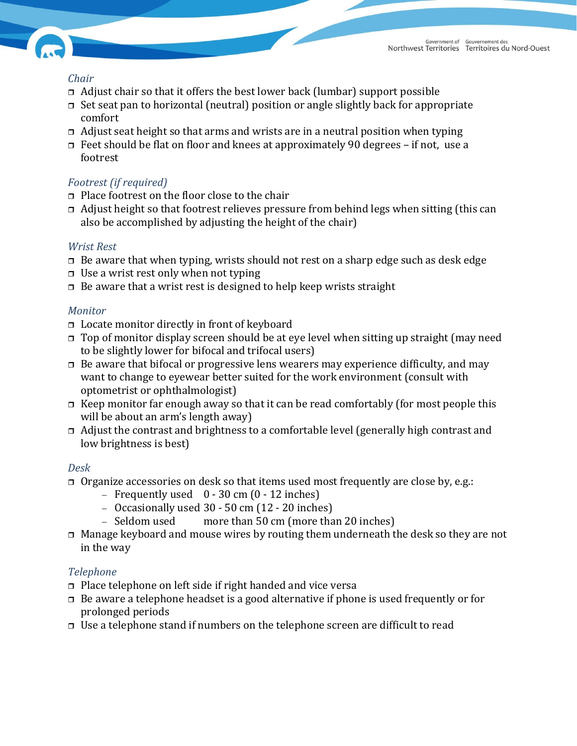### *Chair*

- ☐ Adjust chair so that it offers the best lower back (lumbar) support possible
- ☐ Set seat pan to horizontal (neutral) position or angle slightly back for appropriate comfort
- ☐ Adjust seat height so that arms and wrists are in a neutral position when typing
- ☐ Feet should be flat on floor and knees at approximately 90 degrees – if not, use a footrest

### *Footrest (if required)*

- ☐ Place footrest on the floor close to the chair
- ☐ Adjust height so that footrest relieves pressure from behind legs when sitting (this can also be accomplished by adjusting the height of the chair)

### *Wrist Rest*

- ☐ Be aware that when typing, wrists should not rest on a sharp edge such as desk edge
- ☐ Use a wrist rest only when not typing
- ☐ Be aware that a wrist rest is designed to help keep wrists straight

### *Monitor*

- ☐ Locate monitor directly in front of keyboard
- ☐ Top of monitor display screen should be at eye level when sitting up straight (may need to be slightly lower for bifocal and trifocal users)
- ☐ Be aware that bifocal or progressive lens wearers may experience difficulty, and may want to change to eyewear better suited for the work environment (consult with optometrist or ophthalmologist)
- ☐ Keep monitor far enough away so that it can be read comfortably (for most people this will be about an arm's length away)
- ☐ Adjust the contrast and brightness to a comfortable level (generally high contrast and low brightness is best)

### *Desk*

- ☐ Organize accessories on desk so that items used most frequently are close by, e.g.:
  - Frequently used 0 - 30 cm (0 - 12 inches)
  - Occasionally used 30 - 50 cm (12 - 20 inches)
  - Seldom used more than 50 cm (more than 20 inches)
- ☐ Manage keyboard and mouse wires by routing them underneath the desk so they are not in the way

### *Telephone*

- ☐ Place telephone on left side if right handed and vice versa
- ☐ Be aware a telephone headset is a good alternative if phone is used frequently or for prolonged periods
- ☐ Use a telephone stand if numbers on the telephone screen are difficult to read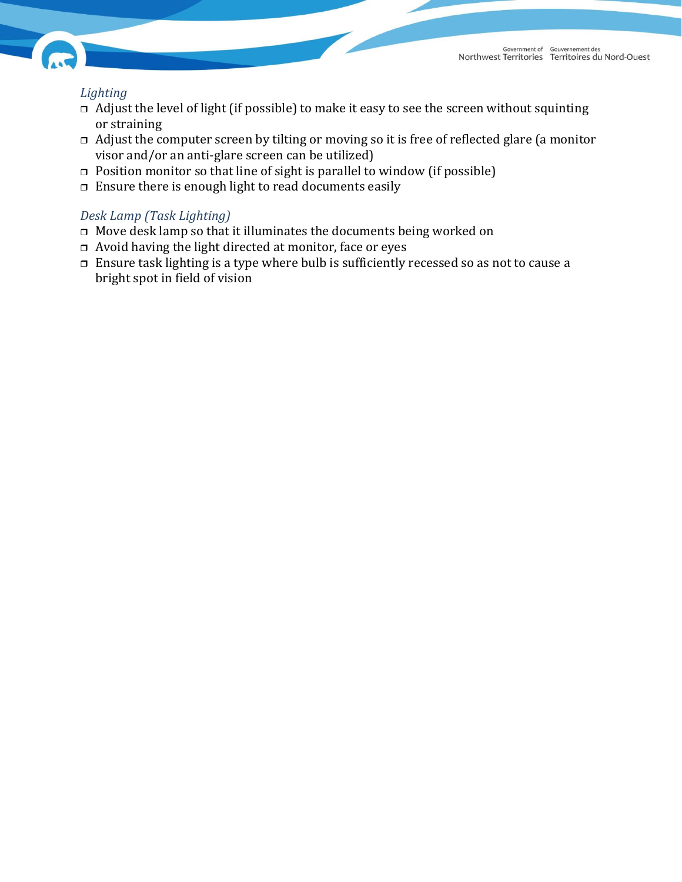*Lighting*

- ❒ Adjust the level of light (if possible) to make it easy to see the screen without squinting or straining
- ❒ Adjust the computer screen by tilting or moving so it is free of reflected glare (a monitor visor and/or an anti-glare screen can be utilized)
- ❒ Position monitor so that line of sight is parallel to window (if possible)
- ❒ Ensure there is enough light to read documents easily

*Desk Lamp (Task Lighting)*

- ❒ Move desk lamp so that it illuminates the documents being worked on
- ❒ Avoid having the light directed at monitor, face or eyes
- ❒ Ensure task lighting is a type where bulb is sufficiently recessed so as not to cause a bright spot in field of vision